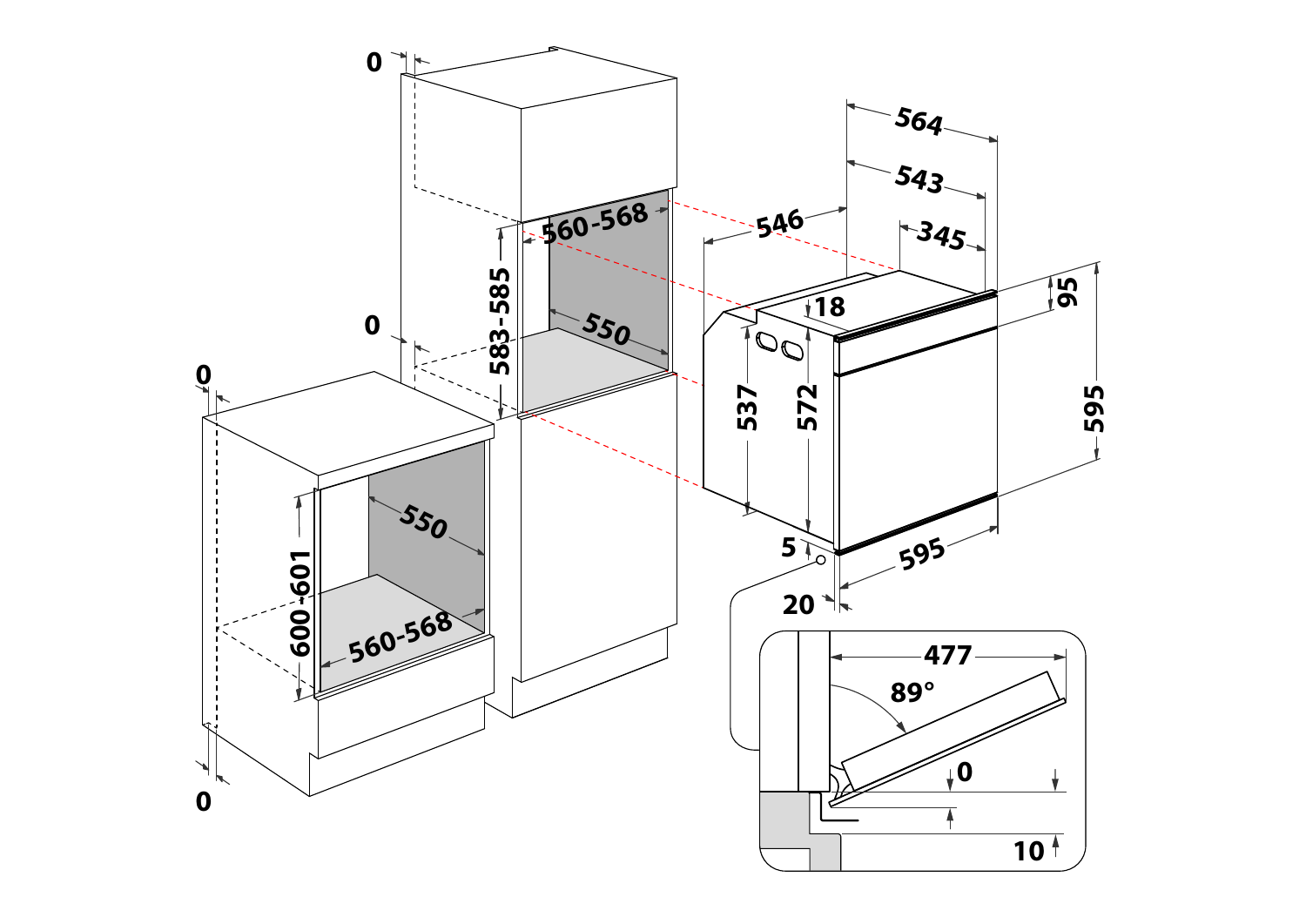0

0

0

0

560-568

583-585

550

600-601

550

560-568

564

543

546

345

18

95

537

572

595

5

595

20

477

89°

0

10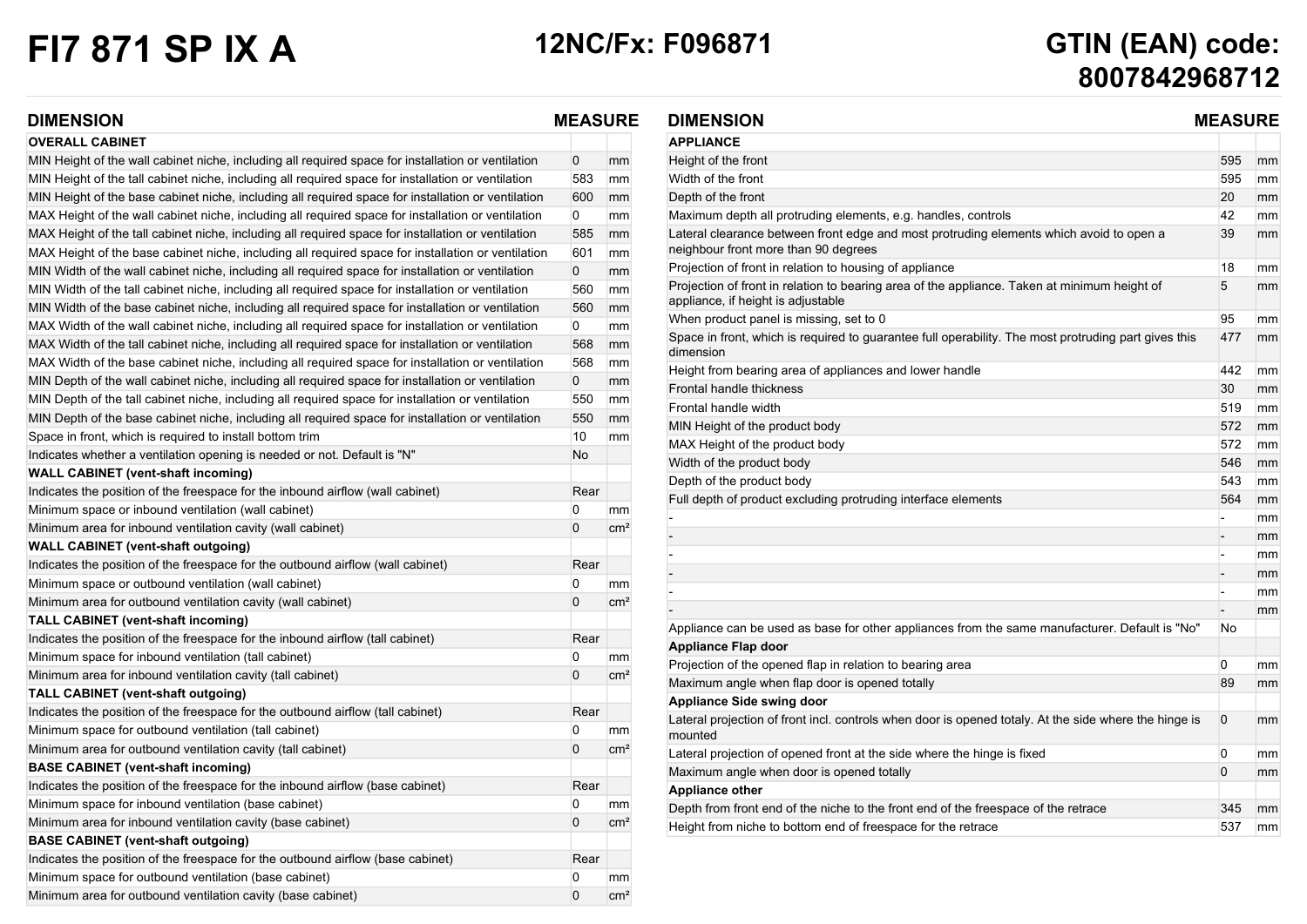# FI7 871 SP IX A

**12NC/Fx: F096871**

**GTIN (EAN) code: 8007842968712**

| DIMENSION | MEASURE | |
|---|---|---|
| **OVERALL CABINET** | | |
| MIN Height of the wall cabinet niche, including all required space for installation or ventilation | 0 | mm |
| MIN Height of the tall cabinet niche, including all required space for installation or ventilation | 583 | mm |
| MIN Height of the base cabinet niche, including all required space for installation or ventilation | 600 | mm |
| MAX Height of the wall cabinet niche, including all required space for installation or ventilation | 0 | mm |
| MAX Height of the tall cabinet niche, including all required space for installation or ventilation | 585 | mm |
| MAX Height of the base cabinet niche, including all required space for installation or ventilation | 601 | mm |
| MIN Width of the wall cabinet niche, including all required space for installation or ventilation | 0 | mm |
| MIN Width of the tall cabinet niche, including all required space for installation or ventilation | 560 | mm |
| MIN Width of the base cabinet niche, including all required space for installation or ventilation | 560 | mm |
| MAX Width of the wall cabinet niche, including all required space for installation or ventilation | 0 | mm |
| MAX Width of the tall cabinet niche, including all required space for installation or ventilation | 568 | mm |
| MAX Width of the base cabinet niche, including all required space for installation or ventilation | 568 | mm |
| MIN Depth of the wall cabinet niche, including all required space for installation or ventilation | 0 | mm |
| MIN Depth of the tall cabinet niche, including all required space for installation or ventilation | 550 | mm |
| MIN Depth of the base cabinet niche, including all required space for installation or ventilation | 550 | mm |
| Space in front, which is required to install bottom trim | 10 | mm |
| Indicates whether a ventilation opening is needed or not. Default is "N" | No | |
| **WALL CABINET (vent-shaft incoming)** | | |
| Indicates the position of the freespace for the inbound airflow (wall cabinet) | Rear | |
| Minimum space or inbound ventilation (wall cabinet) | 0 | mm |
| Minimum area for inbound ventilation cavity (wall cabinet) | 0 | cm² |
| **WALL CABINET (vent-shaft outgoing)** | | |
| Indicates the position of the freespace for the outbound airflow (wall cabinet) | Rear | |
| Minimum space or outbound ventilation (wall cabinet) | 0 | mm |
| Minimum area for outbound ventilation cavity (wall cabinet) | 0 | cm² |
| **TALL CABINET (vent-shaft incoming)** | | |
| Indicates the position of the freespace for the inbound airflow (tall cabinet) | Rear | |
| Minimum space for inbound ventilation (tall cabinet) | 0 | mm |
| Minimum area for inbound ventilation cavity (tall cabinet) | 0 | cm² |
| **TALL CABINET (vent-shaft outgoing)** | | |
| Indicates the position of the freespace for the outbound airflow (tall cabinet) | Rear | |
| Minimum space for outbound ventilation (tall cabinet) | 0 | mm |
| Minimum area for outbound ventilation cavity (tall cabinet) | 0 | cm² |
| **BASE CABINET (vent-shaft incoming)** | | |
| Indicates the position of the freespace for the inbound airflow (base cabinet) | Rear | |
| Minimum space for inbound ventilation (base cabinet) | 0 | mm |
| Minimum area for inbound ventilation cavity (base cabinet) | 0 | cm² |
| **BASE CABINET (vent-shaft outgoing)** | | |
| Indicates the position of the freespace for the outbound airflow (base cabinet) | Rear | |
| Minimum space for outbound ventilation (base cabinet) | 0 | mm |
| Minimum area for outbound ventilation cavity (base cabinet) | 0 | cm² |

| DIMENSION | MEASURE | |
|---|---|---|
| **APPLIANCE** | | |
| Height of the front | 595 | mm |
| Width of the front | 595 | mm |
| Depth of the front | 20 | mm |
| Maximum depth all protruding elements, e.g. handles, controls | 42 | mm |
| Lateral clearance between front edge and most protruding elements which avoid to open a neighbour front more than 90 degrees | 39 | mm |
| Projection of front in relation to housing of appliance | 18 | mm |
| Projection of front in relation to bearing area of the appliance. Taken at minimum height of appliance, if height is adjustable | 5 | mm |
| When product panel is missing, set to 0 | 95 | mm |
| Space in front, which is required to guarantee full operability. The most protruding part gives this dimension | 477 | mm |
| Height from bearing area of appliances and lower handle | 442 | mm |
| Frontal handle thickness | 30 | mm |
| Frontal handle width | 519 | mm |
| MIN Height of the product body | 572 | mm |
| MAX Height of the product body | 572 | mm |
| Width of the product body | 546 | mm |
| Depth of the product body | 543 | mm |
| Full depth of product excluding protruding interface elements | 564 | mm |
| - | - | mm |
| - | - | mm |
| - | - | mm |
| - | - | mm |
| - | - | mm |
| - | - | mm |
| Appliance can be used as base for other appliances from the same manufacturer. Default is "No" | No | |
| **Appliance Flap door** | | |
| Projection of the opened flap in relation to bearing area | 0 | mm |
| Maximum angle when flap door is opened totally | 89 | mm |
| **Appliance Side swing door** | | |
| Lateral projection of front incl. controls when door is opened totaly. At the side where the hinge is mounted | 0 | mm |
| Lateral projection of opened front at the side where the hinge is fixed | 0 | mm |
| Maximum angle when door is opened totally | 0 | mm |
| **Appliance other** | | |
| Depth from front end of the niche to the front end of the freespace of the retrace | 345 | mm |
| Height from niche to bottom end of freespace for the retrace | 537 | mm |